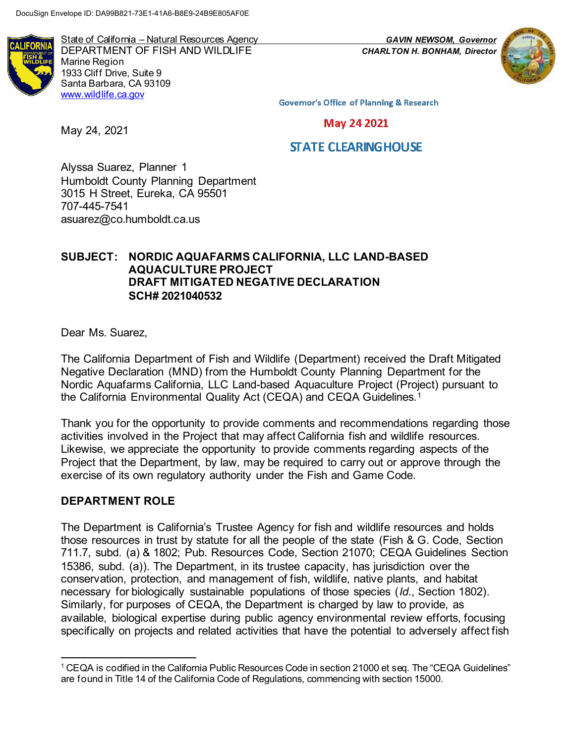DocuSign Envelope ID: DA99B821-73E1-41A6-B8E9-24B9E805AF0E

State of California – Natural Resources Agency
DEPARTMENT OF FISH AND WILDLIFE
Marine Region
1933 Cliff Drive, Suite 9
Santa Barbara, CA 93109
www.wildlife.ca.gov

*GAVIN NEWSOM, Governor*
*CHARLTON H. BONHAM, Director*

Governor's Office of Planning & Research

May 24 2021

STATE CLEARINGHOUSE

May 24, 2021

Alyssa Suarez, Planner 1
Humboldt County Planning Department
3015 H Street, Eureka, CA 95501
707-445-7541
asuarez@co.humboldt.ca.us

**SUBJECT: NORDIC AQUAFARMS CALIFORNIA, LLC LAND-BASED AQUACULTURE PROJECT DRAFT MITIGATED NEGATIVE DECLARATION SCH# 2021040532**

Dear Ms. Suarez,

The California Department of Fish and Wildlife (Department) received the Draft Mitigated Negative Declaration (MND) from the Humboldt County Planning Department for the Nordic Aquafarms California, LLC Land-based Aquaculture Project (Project) pursuant to the California Environmental Quality Act (CEQA) and CEQA Guidelines.[1]

Thank you for the opportunity to provide comments and recommendations regarding those activities involved in the Project that may affect California fish and wildlife resources. Likewise, we appreciate the opportunity to provide comments regarding aspects of the Project that the Department, by law, may be required to carry out or approve through the exercise of its own regulatory authority under the Fish and Game Code.

## DEPARTMENT ROLE

The Department is California's Trustee Agency for fish and wildlife resources and holds those resources in trust by statute for all the people of the state (Fish & G. Code, Section 711.7, subd. (a) & 1802; Pub. Resources Code, Section 21070; CEQA Guidelines Section 15386, subd. (a)). The Department, in its trustee capacity, has jurisdiction over the conservation, protection, and management of fish, wildlife, native plants, and habitat necessary for biologically sustainable populations of those species (*Id.*, Section 1802). Similarly, for purposes of CEQA, the Department is charged by law to provide, as available, biological expertise during public agency environmental review efforts, focusing specifically on projects and related activities that have the potential to adversely affect fish

---

[1] CEQA is codified in the California Public Resources Code in section 21000 et seq. The "CEQA Guidelines" are found in Title 14 of the California Code of Regulations, commencing with section 15000.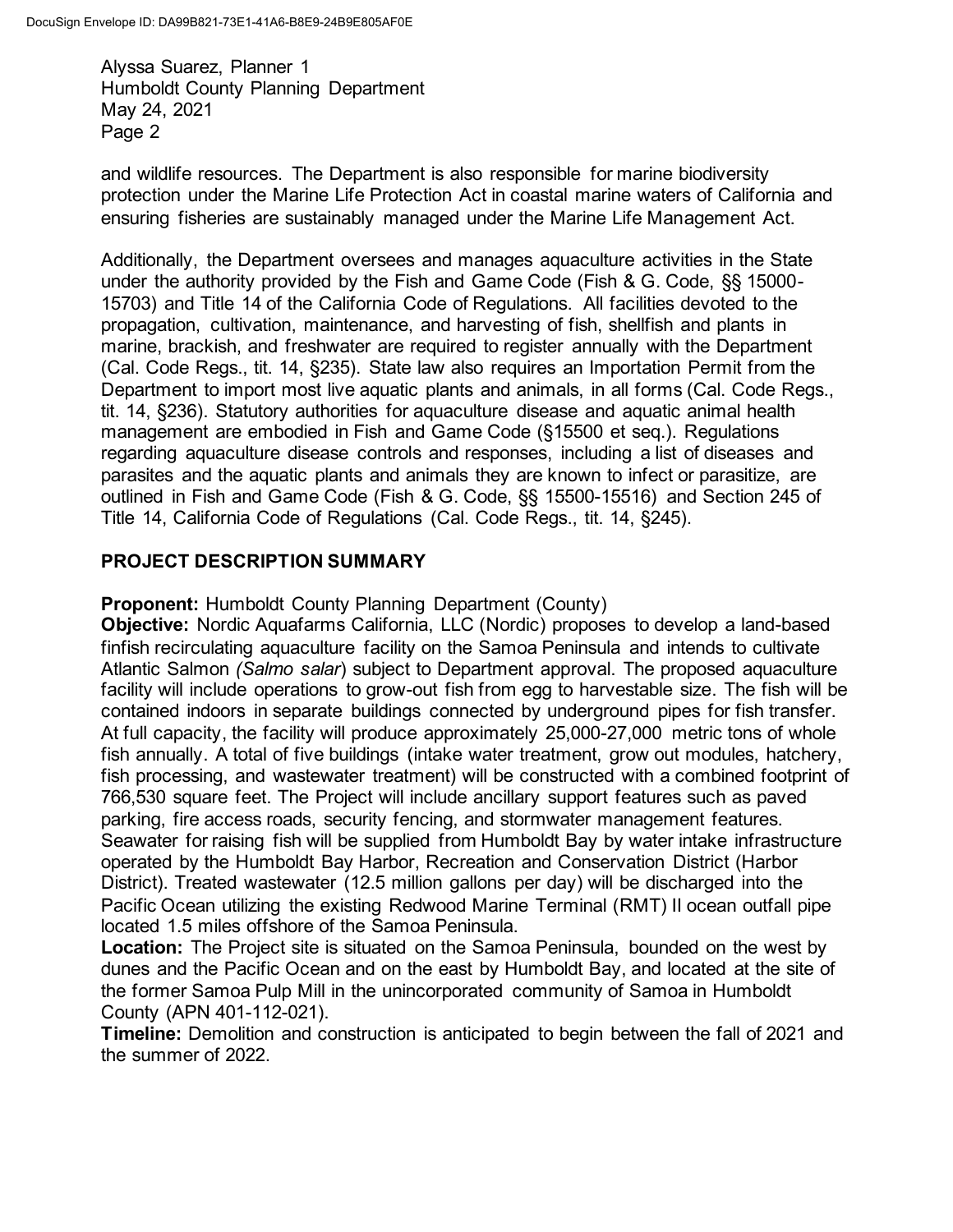and wildlife resources. The Department is also responsible for marine biodiversity protection under the Marine Life Protection Act in coastal marine waters of California and ensuring fisheries are sustainably managed under the Marine Life Management Act.

Additionally, the Department oversees and manages aquaculture activities in the State under the authority provided by the Fish and Game Code (Fish & G. Code, §§ 15000-15703) and Title 14 of the California Code of Regulations. All facilities devoted to the propagation, cultivation, maintenance, and harvesting of fish, shellfish and plants in marine, brackish, and freshwater are required to register annually with the Department (Cal. Code Regs., tit. 14, §235). State law also requires an Importation Permit from the Department to import most live aquatic plants and animals, in all forms (Cal. Code Regs., tit. 14, §236). Statutory authorities for aquaculture disease and aquatic animal health management are embodied in Fish and Game Code (§15500 et seq.). Regulations regarding aquaculture disease controls and responses, including a list of diseases and parasites and the aquatic plants and animals they are known to infect or parasitize, are outlined in Fish and Game Code (Fish & G. Code, §§ 15500-15516) and Section 245 of Title 14, California Code of Regulations (Cal. Code Regs., tit. 14, §245).

## PROJECT DESCRIPTION SUMMARY

**Proponent:** Humboldt County Planning Department (County)

**Objective:** Nordic Aquafarms California, LLC (Nordic) proposes to develop a land-based finfish recirculating aquaculture facility on the Samoa Peninsula and intends to cultivate Atlantic Salmon *(Salmo salar*) subject to Department approval. The proposed aquaculture facility will include operations to grow-out fish from egg to harvestable size. The fish will be contained indoors in separate buildings connected by underground pipes for fish transfer. At full capacity, the facility will produce approximately 25,000-27,000 metric tons of whole fish annually. A total of five buildings (intake water treatment, grow out modules, hatchery, fish processing, and wastewater treatment) will be constructed with a combined footprint of 766,530 square feet. The Project will include ancillary support features such as paved parking, fire access roads, security fencing, and stormwater management features. Seawater for raising fish will be supplied from Humboldt Bay by water intake infrastructure operated by the Humboldt Bay Harbor, Recreation and Conservation District (Harbor District). Treated wastewater (12.5 million gallons per day) will be discharged into the Pacific Ocean utilizing the existing Redwood Marine Terminal (RMT) II ocean outfall pipe located 1.5 miles offshore of the Samoa Peninsula.

**Location:** The Project site is situated on the Samoa Peninsula, bounded on the west by dunes and the Pacific Ocean and on the east by Humboldt Bay, and located at the site of the former Samoa Pulp Mill in the unincorporated community of Samoa in Humboldt County (APN 401-112-021).

**Timeline:** Demolition and construction is anticipated to begin between the fall of 2021 and the summer of 2022.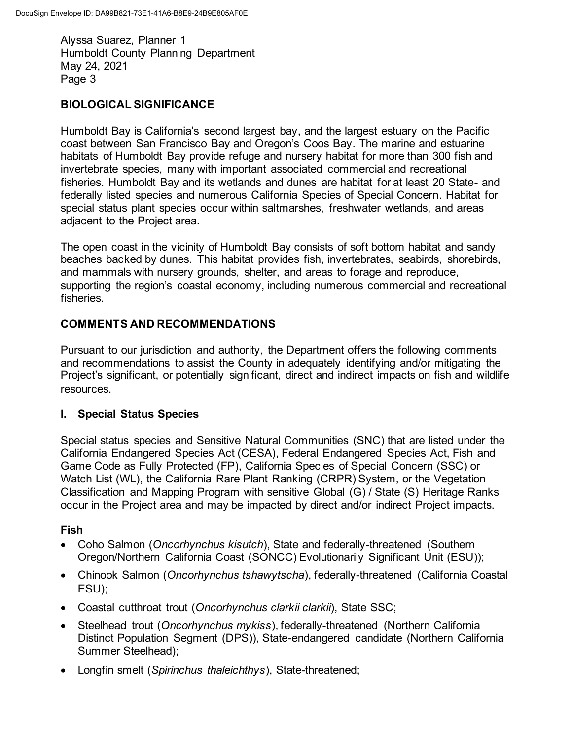Alyssa Suarez, Planner 1
Humboldt County Planning Department
May 24, 2021
Page 3

## BIOLOGICAL SIGNIFICANCE

Humboldt Bay is California's second largest bay, and the largest estuary on the Pacific coast between San Francisco Bay and Oregon's Coos Bay. The marine and estuarine habitats of Humboldt Bay provide refuge and nursery habitat for more than 300 fish and invertebrate species, many with important associated commercial and recreational fisheries. Humboldt Bay and its wetlands and dunes are habitat for at least 20 State- and federally listed species and numerous California Species of Special Concern. Habitat for special status plant species occur within saltmarshes, freshwater wetlands, and areas adjacent to the Project area.

The open coast in the vicinity of Humboldt Bay consists of soft bottom habitat and sandy beaches backed by dunes. This habitat provides fish, invertebrates, seabirds, shorebirds, and mammals with nursery grounds, shelter, and areas to forage and reproduce, supporting the region's coastal economy, including numerous commercial and recreational fisheries.

## COMMENTS AND RECOMMENDATIONS

Pursuant to our jurisdiction and authority, the Department offers the following comments and recommendations to assist the County in adequately identifying and/or mitigating the Project's significant, or potentially significant, direct and indirect impacts on fish and wildlife resources.

### I. Special Status Species

Special status species and Sensitive Natural Communities (SNC) that are listed under the California Endangered Species Act (CESA), Federal Endangered Species Act, Fish and Game Code as Fully Protected (FP), California Species of Special Concern (SSC) or Watch List (WL), the California Rare Plant Ranking (CRPR) System, or the Vegetation Classification and Mapping Program with sensitive Global (G) / State (S) Heritage Ranks occur in the Project area and may be impacted by direct and/or indirect Project impacts.

**Fish**

- Coho Salmon (*Oncorhynchus kisutch*), State and federally-threatened (Southern Oregon/Northern California Coast (SONCC) Evolutionarily Significant Unit (ESU));
- Chinook Salmon (*Oncorhynchus tshawytscha*), federally-threatened (California Coastal ESU);
- Coastal cutthroat trout (*Oncorhynchus clarkii clarkii*), State SSC;
- Steelhead trout (*Oncorhynchus mykiss*), federally-threatened (Northern California Distinct Population Segment (DPS)), State-endangered candidate (Northern California Summer Steelhead);
- Longfin smelt (*Spirinchus thaleichthys*), State-threatened;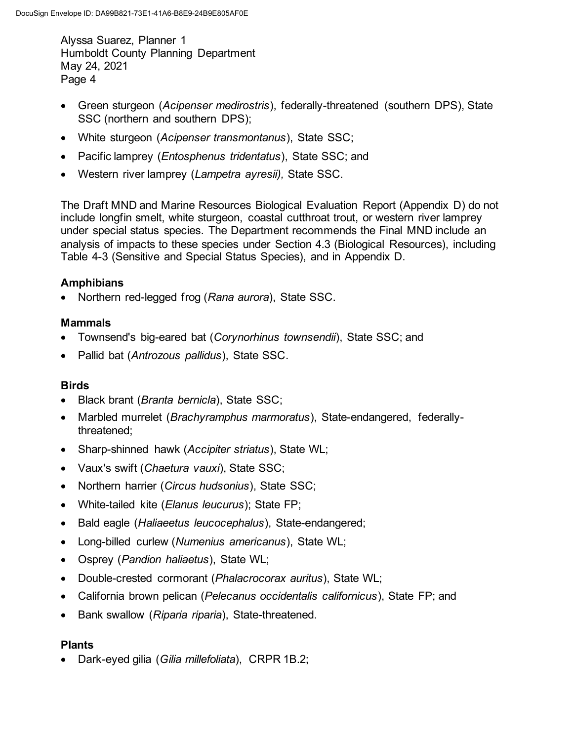- Green sturgeon (*Acipenser medirostris*), federally-threatened (southern DPS), State SSC (northern and southern DPS);
- White sturgeon (*Acipenser transmontanus*), State SSC;
- Pacific lamprey (*Entosphenus tridentatus*), State SSC; and
- Western river lamprey (*Lampetra ayresii),* State SSC.

The Draft MND and Marine Resources Biological Evaluation Report (Appendix D) do not include longfin smelt, white sturgeon, coastal cutthroat trout, or western river lamprey under special status species. The Department recommends the Final MND include an analysis of impacts to these species under Section 4.3 (Biological Resources), including Table 4-3 (Sensitive and Special Status Species), and in Appendix D.

**Amphibians**

- Northern red-legged frog (*Rana aurora*), State SSC.

**Mammals**

- Townsend's big-eared bat (*Corynorhinus townsendii*), State SSC; and
- Pallid bat (*Antrozous pallidus*), State SSC.

**Birds**

- Black brant (*Branta bernicla*), State SSC;
- Marbled murrelet (*Brachyramphus marmoratus*), State-endangered, federally-threatened;
- Sharp-shinned hawk (*Accipiter striatus*), State WL;
- Vaux's swift (*Chaetura vauxi*), State SSC;
- Northern harrier (*Circus hudsonius*), State SSC;
- White-tailed kite (*Elanus leucurus*); State FP;
- Bald eagle (*Haliaeetus leucocephalus*), State-endangered;
- Long-billed curlew (*Numenius americanus*), State WL;
- Osprey (*Pandion haliaetus*), State WL;
- Double-crested cormorant (*Phalacrocorax auritus*), State WL;
- California brown pelican (*Pelecanus occidentalis californicus*), State FP; and
- Bank swallow (*Riparia riparia*), State-threatened.

**Plants**

- Dark-eyed gilia (*Gilia millefoliata*), CRPR 1B.2;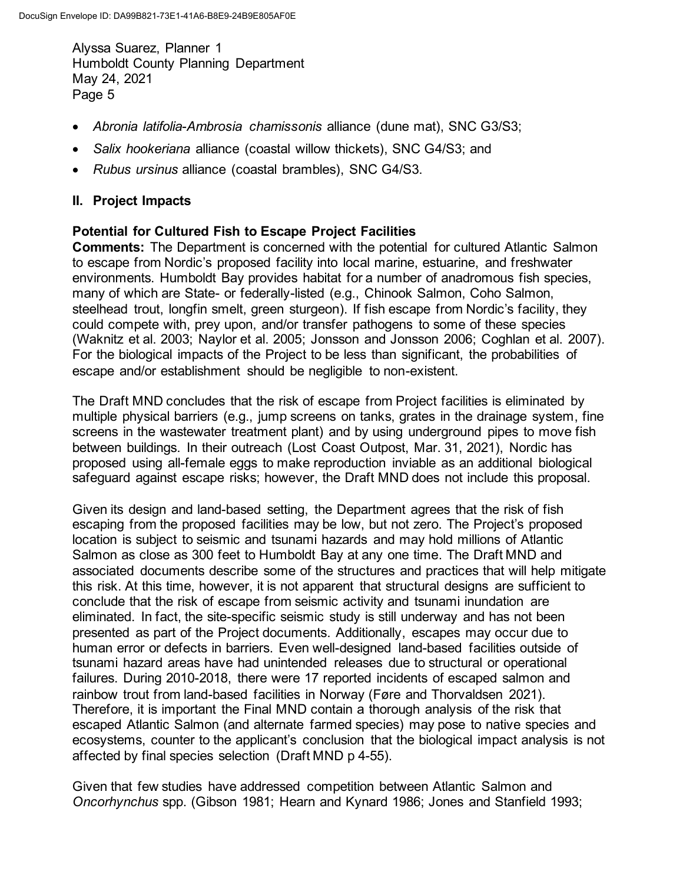- *Abronia latifolia-Ambrosia chamissonis* alliance (dune mat), SNC G3/S3;
- *Salix hookeriana* alliance (coastal willow thickets), SNC G4/S3; and
- *Rubus ursinus* alliance (coastal brambles), SNC G4/S3.

## II. Project Impacts

### Potential for Cultured Fish to Escape Project Facilities

**Comments:** The Department is concerned with the potential for cultured Atlantic Salmon to escape from Nordic's proposed facility into local marine, estuarine, and freshwater environments. Humboldt Bay provides habitat for a number of anadromous fish species, many of which are State- or federally-listed (e.g., Chinook Salmon, Coho Salmon, steelhead trout, longfin smelt, green sturgeon). If fish escape from Nordic's facility, they could compete with, prey upon, and/or transfer pathogens to some of these species (Waknitz et al. 2003; Naylor et al. 2005; Jonsson and Jonsson 2006; Coghlan et al. 2007). For the biological impacts of the Project to be less than significant, the probabilities of escape and/or establishment should be negligible to non-existent.

The Draft MND concludes that the risk of escape from Project facilities is eliminated by multiple physical barriers (e.g., jump screens on tanks, grates in the drainage system, fine screens in the wastewater treatment plant) and by using underground pipes to move fish between buildings. In their outreach (Lost Coast Outpost, Mar. 31, 2021), Nordic has proposed using all-female eggs to make reproduction inviable as an additional biological safeguard against escape risks; however, the Draft MND does not include this proposal.

Given its design and land-based setting, the Department agrees that the risk of fish escaping from the proposed facilities may be low, but not zero. The Project's proposed location is subject to seismic and tsunami hazards and may hold millions of Atlantic Salmon as close as 300 feet to Humboldt Bay at any one time. The Draft MND and associated documents describe some of the structures and practices that will help mitigate this risk. At this time, however, it is not apparent that structural designs are sufficient to conclude that the risk of escape from seismic activity and tsunami inundation are eliminated. In fact, the site-specific seismic study is still underway and has not been presented as part of the Project documents. Additionally, escapes may occur due to human error or defects in barriers. Even well-designed land-based facilities outside of tsunami hazard areas have had unintended releases due to structural or operational failures. During 2010-2018, there were 17 reported incidents of escaped salmon and rainbow trout from land-based facilities in Norway (Føre and Thorvaldsen 2021). Therefore, it is important the Final MND contain a thorough analysis of the risk that escaped Atlantic Salmon (and alternate farmed species) may pose to native species and ecosystems, counter to the applicant's conclusion that the biological impact analysis is not affected by final species selection (Draft MND p 4-55).

Given that few studies have addressed competition between Atlantic Salmon and *Oncorhynchus* spp. (Gibson 1981; Hearn and Kynard 1986; Jones and Stanfield 1993;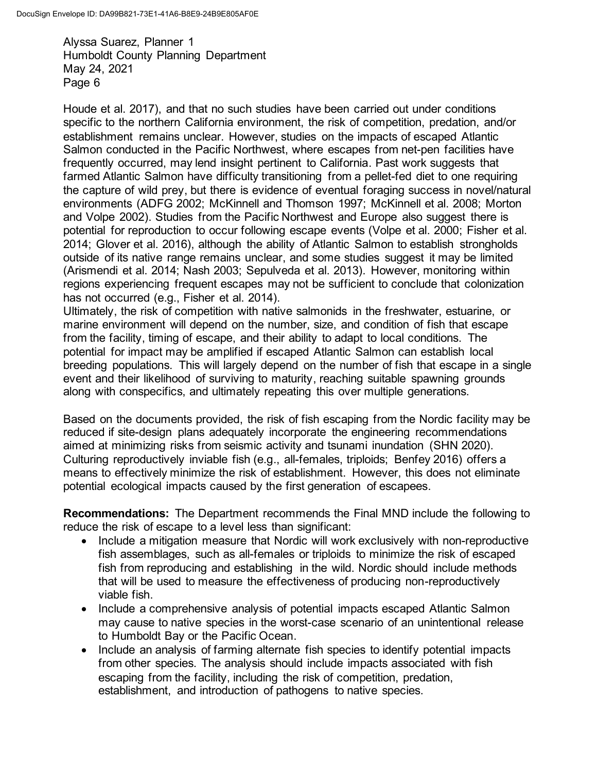Houde et al. 2017), and that no such studies have been carried out under conditions specific to the northern California environment, the risk of competition, predation, and/or establishment remains unclear. However, studies on the impacts of escaped Atlantic Salmon conducted in the Pacific Northwest, where escapes from net-pen facilities have frequently occurred, may lend insight pertinent to California. Past work suggests that farmed Atlantic Salmon have difficulty transitioning from a pellet-fed diet to one requiring the capture of wild prey, but there is evidence of eventual foraging success in novel/natural environments (ADFG 2002; McKinnell and Thomson 1997; McKinnell et al. 2008; Morton and Volpe 2002). Studies from the Pacific Northwest and Europe also suggest there is potential for reproduction to occur following escape events (Volpe et al. 2000; Fisher et al. 2014; Glover et al. 2016), although the ability of Atlantic Salmon to establish strongholds outside of its native range remains unclear, and some studies suggest it may be limited (Arismendi et al. 2014; Nash 2003; Sepulveda et al. 2013). However, monitoring within regions experiencing frequent escapes may not be sufficient to conclude that colonization has not occurred (e.g., Fisher et al. 2014).

Ultimately, the risk of competition with native salmonids in the freshwater, estuarine, or marine environment will depend on the number, size, and condition of fish that escape from the facility, timing of escape, and their ability to adapt to local conditions. The potential for impact may be amplified if escaped Atlantic Salmon can establish local breeding populations. This will largely depend on the number of fish that escape in a single event and their likelihood of surviving to maturity, reaching suitable spawning grounds along with conspecifics, and ultimately repeating this over multiple generations.

Based on the documents provided, the risk of fish escaping from the Nordic facility may be reduced if site-design plans adequately incorporate the engineering recommendations aimed at minimizing risks from seismic activity and tsunami inundation (SHN 2020). Culturing reproductively inviable fish (e.g., all-females, triploids; Benfey 2016) offers a means to effectively minimize the risk of establishment. However, this does not eliminate potential ecological impacts caused by the first generation of escapees.

**Recommendations:** The Department recommends the Final MND include the following to reduce the risk of escape to a level less than significant:

- Include a mitigation measure that Nordic will work exclusively with non-reproductive fish assemblages, such as all-females or triploids to minimize the risk of escaped fish from reproducing and establishing in the wild. Nordic should include methods that will be used to measure the effectiveness of producing non-reproductively viable fish.
- Include a comprehensive analysis of potential impacts escaped Atlantic Salmon may cause to native species in the worst-case scenario of an unintentional release to Humboldt Bay or the Pacific Ocean.
- Include an analysis of farming alternate fish species to identify potential impacts from other species. The analysis should include impacts associated with fish escaping from the facility, including the risk of competition, predation, establishment, and introduction of pathogens to native species.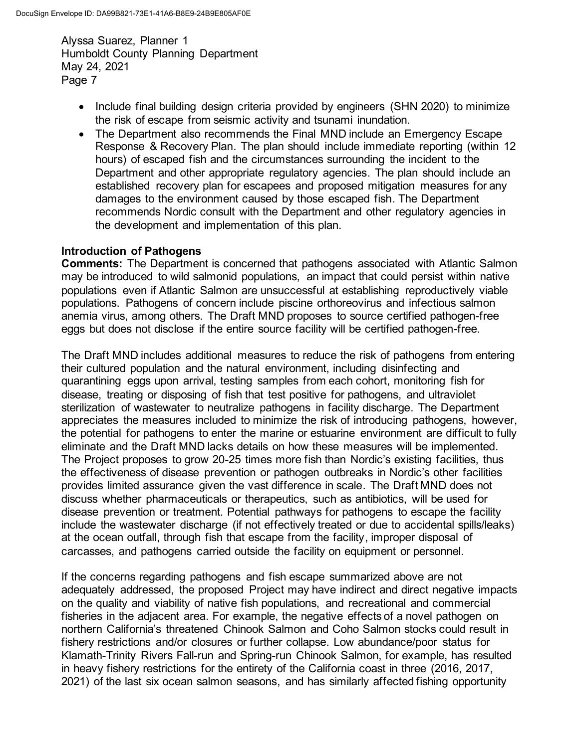- Include final building design criteria provided by engineers (SHN 2020) to minimize the risk of escape from seismic activity and tsunami inundation.
- The Department also recommends the Final MND include an Emergency Escape Response & Recovery Plan. The plan should include immediate reporting (within 12 hours) of escaped fish and the circumstances surrounding the incident to the Department and other appropriate regulatory agencies. The plan should include an established recovery plan for escapees and proposed mitigation measures for any damages to the environment caused by those escaped fish. The Department recommends Nordic consult with the Department and other regulatory agencies in the development and implementation of this plan.

**Introduction of Pathogens**

**Comments:** The Department is concerned that pathogens associated with Atlantic Salmon may be introduced to wild salmonid populations, an impact that could persist within native populations even if Atlantic Salmon are unsuccessful at establishing reproductively viable populations. Pathogens of concern include piscine orthoreovirus and infectious salmon anemia virus, among others. The Draft MND proposes to source certified pathogen-free eggs but does not disclose if the entire source facility will be certified pathogen-free.

The Draft MND includes additional measures to reduce the risk of pathogens from entering their cultured population and the natural environment, including disinfecting and quarantining eggs upon arrival, testing samples from each cohort, monitoring fish for disease, treating or disposing of fish that test positive for pathogens, and ultraviolet sterilization of wastewater to neutralize pathogens in facility discharge. The Department appreciates the measures included to minimize the risk of introducing pathogens, however, the potential for pathogens to enter the marine or estuarine environment are difficult to fully eliminate and the Draft MND lacks details on how these measures will be implemented. The Project proposes to grow 20-25 times more fish than Nordic's existing facilities, thus the effectiveness of disease prevention or pathogen outbreaks in Nordic's other facilities provides limited assurance given the vast difference in scale. The Draft MND does not discuss whether pharmaceuticals or therapeutics, such as antibiotics, will be used for disease prevention or treatment. Potential pathways for pathogens to escape the facility include the wastewater discharge (if not effectively treated or due to accidental spills/leaks) at the ocean outfall, through fish that escape from the facility, improper disposal of carcasses, and pathogens carried outside the facility on equipment or personnel.

If the concerns regarding pathogens and fish escape summarized above are not adequately addressed, the proposed Project may have indirect and direct negative impacts on the quality and viability of native fish populations, and recreational and commercial fisheries in the adjacent area. For example, the negative effects of a novel pathogen on northern California's threatened Chinook Salmon and Coho Salmon stocks could result in fishery restrictions and/or closures or further collapse. Low abundance/poor status for Klamath-Trinity Rivers Fall-run and Spring-run Chinook Salmon, for example, has resulted in heavy fishery restrictions for the entirety of the California coast in three (2016, 2017, 2021) of the last six ocean salmon seasons, and has similarly affected fishing opportunity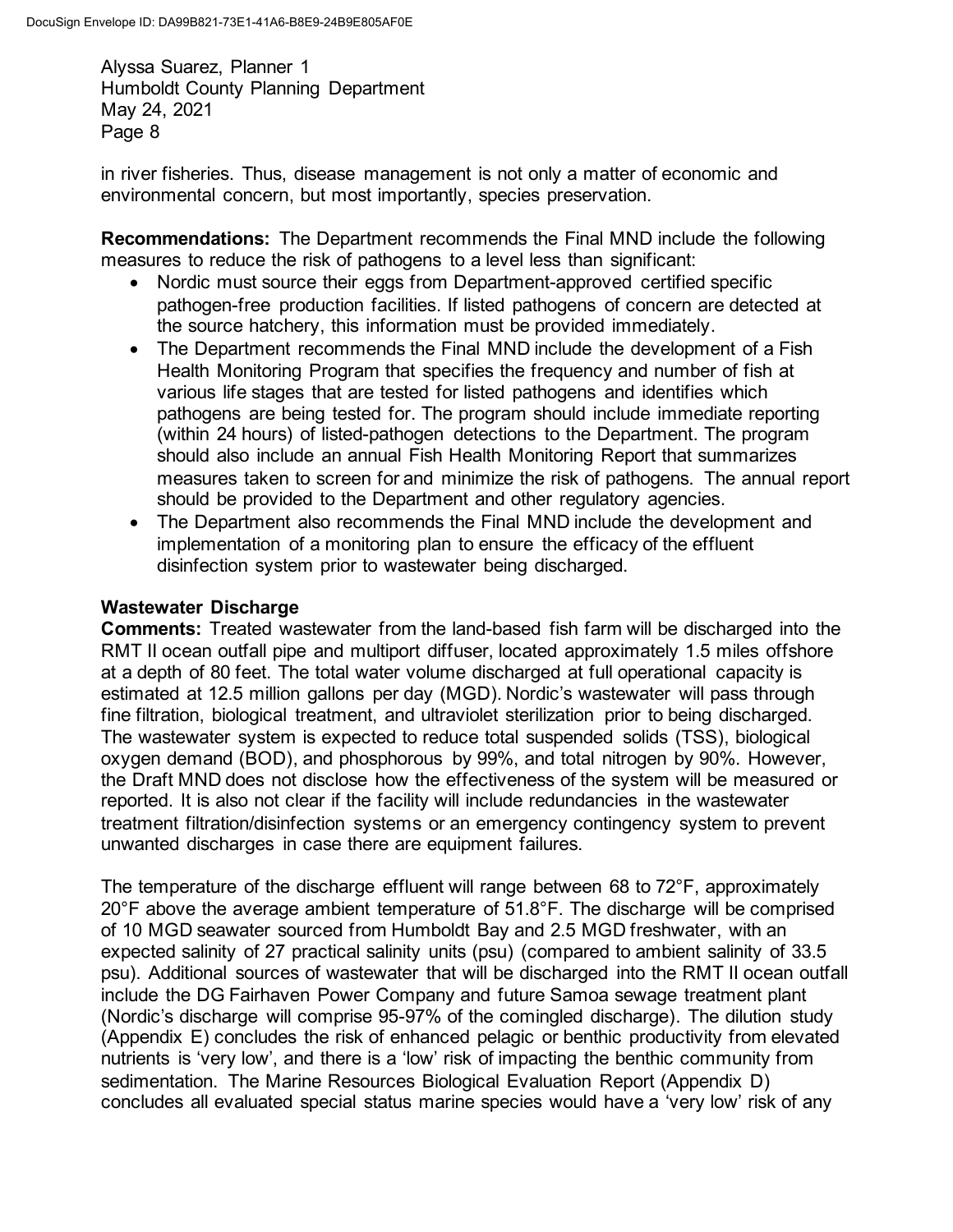in river fisheries. Thus, disease management is not only a matter of economic and environmental concern, but most importantly, species preservation.

**Recommendations:** The Department recommends the Final MND include the following measures to reduce the risk of pathogens to a level less than significant:

- Nordic must source their eggs from Department-approved certified specific pathogen-free production facilities. If listed pathogens of concern are detected at the source hatchery, this information must be provided immediately.
- The Department recommends the Final MND include the development of a Fish Health Monitoring Program that specifies the frequency and number of fish at various life stages that are tested for listed pathogens and identifies which pathogens are being tested for. The program should include immediate reporting (within 24 hours) of listed-pathogen detections to the Department. The program should also include an annual Fish Health Monitoring Report that summarizes measures taken to screen for and minimize the risk of pathogens. The annual report should be provided to the Department and other regulatory agencies.
- The Department also recommends the Final MND include the development and implementation of a monitoring plan to ensure the efficacy of the effluent disinfection system prior to wastewater being discharged.

**Wastewater Discharge**

**Comments:** Treated wastewater from the land-based fish farm will be discharged into the RMT II ocean outfall pipe and multiport diffuser, located approximately 1.5 miles offshore at a depth of 80 feet. The total water volume discharged at full operational capacity is estimated at 12.5 million gallons per day (MGD). Nordic's wastewater will pass through fine filtration, biological treatment, and ultraviolet sterilization prior to being discharged. The wastewater system is expected to reduce total suspended solids (TSS), biological oxygen demand (BOD), and phosphorous by 99%, and total nitrogen by 90%. However, the Draft MND does not disclose how the effectiveness of the system will be measured or reported. It is also not clear if the facility will include redundancies in the wastewater treatment filtration/disinfection systems or an emergency contingency system to prevent unwanted discharges in case there are equipment failures.

The temperature of the discharge effluent will range between 68 to 72°F, approximately 20°F above the average ambient temperature of 51.8°F. The discharge will be comprised of 10 MGD seawater sourced from Humboldt Bay and 2.5 MGD freshwater, with an expected salinity of 27 practical salinity units (psu) (compared to ambient salinity of 33.5 psu). Additional sources of wastewater that will be discharged into the RMT II ocean outfall include the DG Fairhaven Power Company and future Samoa sewage treatment plant (Nordic's discharge will comprise 95-97% of the comingled discharge). The dilution study (Appendix E) concludes the risk of enhanced pelagic or benthic productivity from elevated nutrients is 'very low', and there is a 'low' risk of impacting the benthic community from sedimentation. The Marine Resources Biological Evaluation Report (Appendix D) concludes all evaluated special status marine species would have a 'very low' risk of any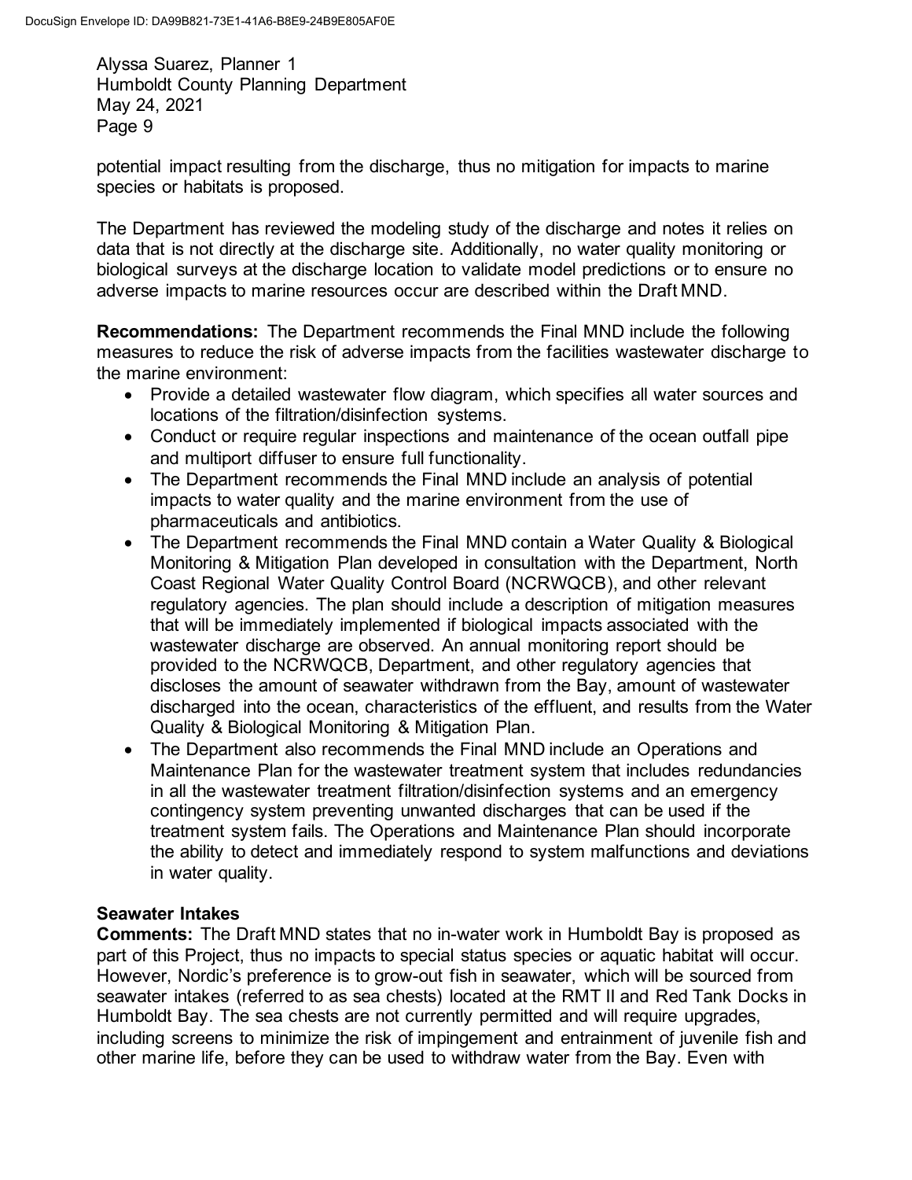potential impact resulting from the discharge, thus no mitigation for impacts to marine species or habitats is proposed.

The Department has reviewed the modeling study of the discharge and notes it relies on data that is not directly at the discharge site. Additionally, no water quality monitoring or biological surveys at the discharge location to validate model predictions or to ensure no adverse impacts to marine resources occur are described within the Draft MND.

**Recommendations:** The Department recommends the Final MND include the following measures to reduce the risk of adverse impacts from the facilities wastewater discharge to the marine environment:

- Provide a detailed wastewater flow diagram, which specifies all water sources and locations of the filtration/disinfection systems.
- Conduct or require regular inspections and maintenance of the ocean outfall pipe and multiport diffuser to ensure full functionality.
- The Department recommends the Final MND include an analysis of potential impacts to water quality and the marine environment from the use of pharmaceuticals and antibiotics.
- The Department recommends the Final MND contain a Water Quality & Biological Monitoring & Mitigation Plan developed in consultation with the Department, North Coast Regional Water Quality Control Board (NCRWQCB), and other relevant regulatory agencies. The plan should include a description of mitigation measures that will be immediately implemented if biological impacts associated with the wastewater discharge are observed. An annual monitoring report should be provided to the NCRWQCB, Department, and other regulatory agencies that discloses the amount of seawater withdrawn from the Bay, amount of wastewater discharged into the ocean, characteristics of the effluent, and results from the Water Quality & Biological Monitoring & Mitigation Plan.
- The Department also recommends the Final MND include an Operations and Maintenance Plan for the wastewater treatment system that includes redundancies in all the wastewater treatment filtration/disinfection systems and an emergency contingency system preventing unwanted discharges that can be used if the treatment system fails. The Operations and Maintenance Plan should incorporate the ability to detect and immediately respond to system malfunctions and deviations in water quality.

**Seawater Intakes**

**Comments:** The Draft MND states that no in-water work in Humboldt Bay is proposed as part of this Project, thus no impacts to special status species or aquatic habitat will occur. However, Nordic's preference is to grow-out fish in seawater, which will be sourced from seawater intakes (referred to as sea chests) located at the RMT II and Red Tank Docks in Humboldt Bay. The sea chests are not currently permitted and will require upgrades, including screens to minimize the risk of impingement and entrainment of juvenile fish and other marine life, before they can be used to withdraw water from the Bay. Even with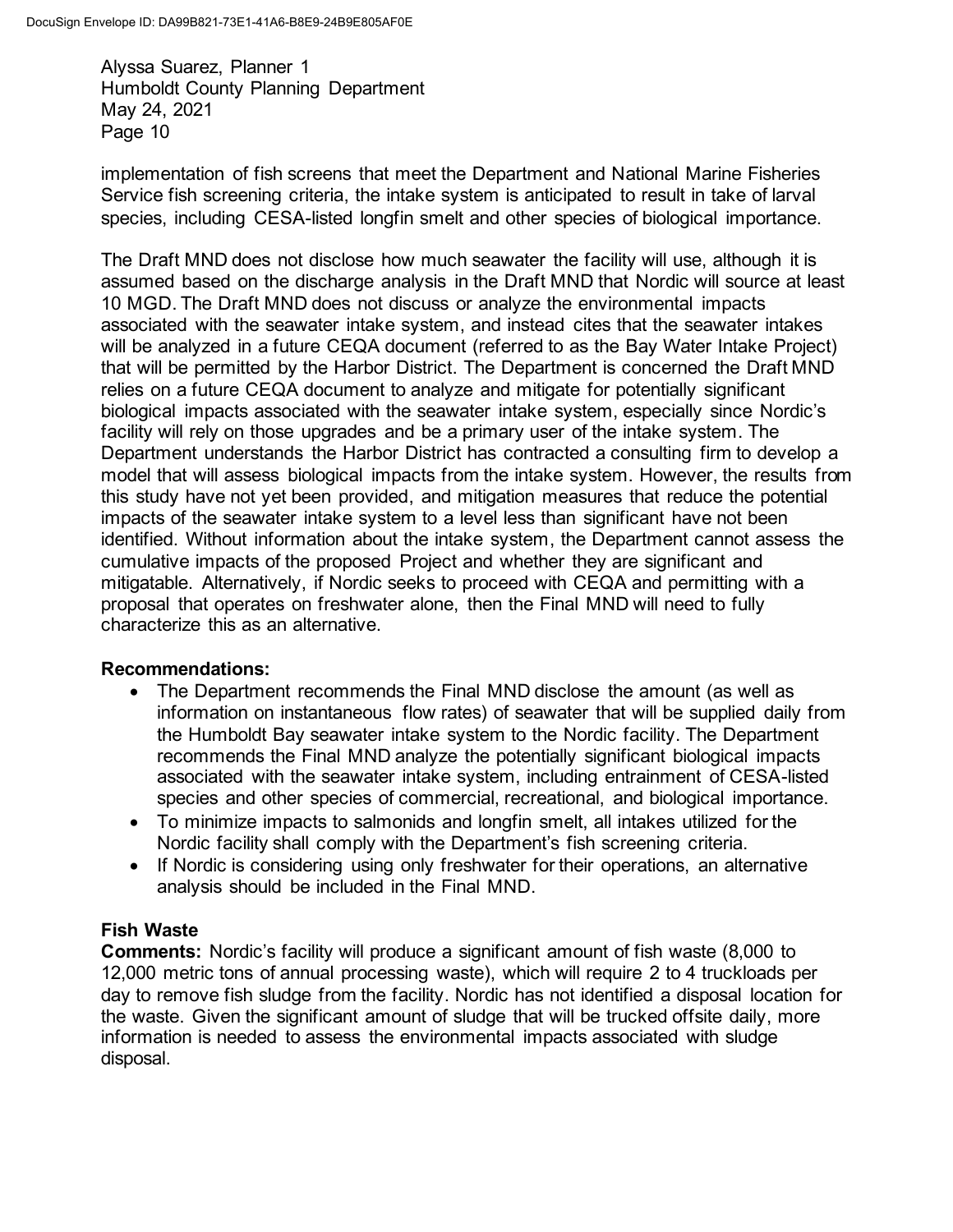implementation of fish screens that meet the Department and National Marine Fisheries Service fish screening criteria, the intake system is anticipated to result in take of larval species, including CESA-listed longfin smelt and other species of biological importance.

The Draft MND does not disclose how much seawater the facility will use, although it is assumed based on the discharge analysis in the Draft MND that Nordic will source at least 10 MGD. The Draft MND does not discuss or analyze the environmental impacts associated with the seawater intake system, and instead cites that the seawater intakes will be analyzed in a future CEQA document (referred to as the Bay Water Intake Project) that will be permitted by the Harbor District. The Department is concerned the Draft MND relies on a future CEQA document to analyze and mitigate for potentially significant biological impacts associated with the seawater intake system, especially since Nordic's facility will rely on those upgrades and be a primary user of the intake system. The Department understands the Harbor District has contracted a consulting firm to develop a model that will assess biological impacts from the intake system. However, the results from this study have not yet been provided, and mitigation measures that reduce the potential impacts of the seawater intake system to a level less than significant have not been identified. Without information about the intake system, the Department cannot assess the cumulative impacts of the proposed Project and whether they are significant and mitigatable. Alternatively, if Nordic seeks to proceed with CEQA and permitting with a proposal that operates on freshwater alone, then the Final MND will need to fully characterize this as an alternative.

**Recommendations:**

- The Department recommends the Final MND disclose the amount (as well as information on instantaneous flow rates) of seawater that will be supplied daily from the Humboldt Bay seawater intake system to the Nordic facility. The Department recommends the Final MND analyze the potentially significant biological impacts associated with the seawater intake system, including entrainment of CESA-listed species and other species of commercial, recreational, and biological importance.
- To minimize impacts to salmonids and longfin smelt, all intakes utilized for the Nordic facility shall comply with the Department's fish screening criteria.
- If Nordic is considering using only freshwater for their operations, an alternative analysis should be included in the Final MND.

**Fish Waste**

**Comments:** Nordic's facility will produce a significant amount of fish waste (8,000 to 12,000 metric tons of annual processing waste), which will require 2 to 4 truckloads per day to remove fish sludge from the facility. Nordic has not identified a disposal location for the waste. Given the significant amount of sludge that will be trucked offsite daily, more information is needed to assess the environmental impacts associated with sludge disposal.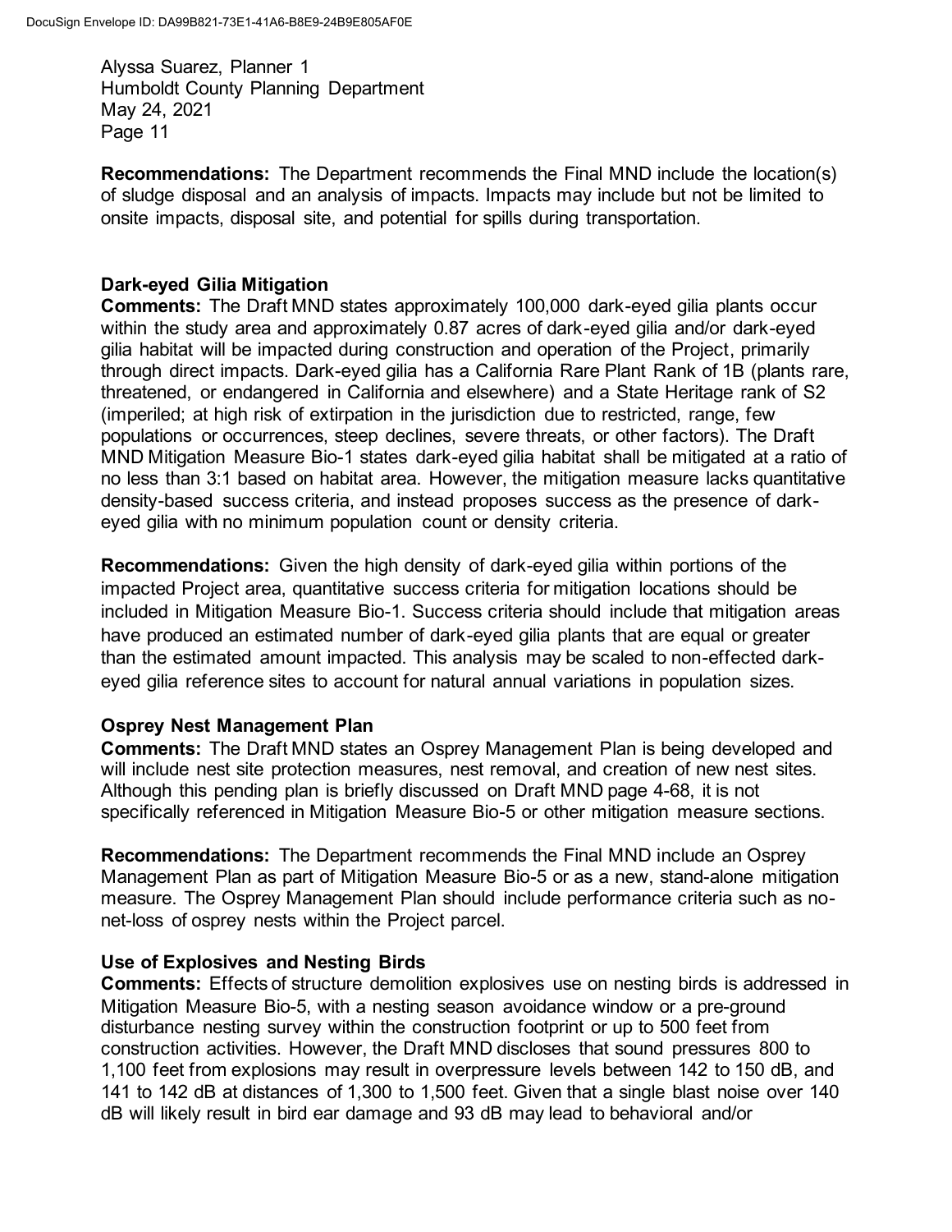**Recommendations:** The Department recommends the Final MND include the location(s) of sludge disposal and an analysis of impacts. Impacts may include but not be limited to onsite impacts, disposal site, and potential for spills during transportation.

**Dark-eyed Gilia Mitigation**

**Comments:** The Draft MND states approximately 100,000 dark-eyed gilia plants occur within the study area and approximately 0.87 acres of dark-eyed gilia and/or dark-eyed gilia habitat will be impacted during construction and operation of the Project, primarily through direct impacts. Dark-eyed gilia has a California Rare Plant Rank of 1B (plants rare, threatened, or endangered in California and elsewhere) and a State Heritage rank of S2 (imperiled; at high risk of extirpation in the jurisdiction due to restricted, range, few populations or occurrences, steep declines, severe threats, or other factors). The Draft MND Mitigation Measure Bio-1 states dark-eyed gilia habitat shall be mitigated at a ratio of no less than 3:1 based on habitat area. However, the mitigation measure lacks quantitative density-based success criteria, and instead proposes success as the presence of dark-eyed gilia with no minimum population count or density criteria.

**Recommendations:** Given the high density of dark-eyed gilia within portions of the impacted Project area, quantitative success criteria for mitigation locations should be included in Mitigation Measure Bio-1. Success criteria should include that mitigation areas have produced an estimated number of dark-eyed gilia plants that are equal or greater than the estimated amount impacted. This analysis may be scaled to non-effected dark-eyed gilia reference sites to account for natural annual variations in population sizes.

**Osprey Nest Management Plan**

**Comments:** The Draft MND states an Osprey Management Plan is being developed and will include nest site protection measures, nest removal, and creation of new nest sites. Although this pending plan is briefly discussed on Draft MND page 4-68, it is not specifically referenced in Mitigation Measure Bio-5 or other mitigation measure sections.

**Recommendations:** The Department recommends the Final MND include an Osprey Management Plan as part of Mitigation Measure Bio-5 or as a new, stand-alone mitigation measure. The Osprey Management Plan should include performance criteria such as no-net-loss of osprey nests within the Project parcel.

**Use of Explosives and Nesting Birds**

**Comments:** Effects of structure demolition explosives use on nesting birds is addressed in Mitigation Measure Bio-5, with a nesting season avoidance window or a pre-ground disturbance nesting survey within the construction footprint or up to 500 feet from construction activities. However, the Draft MND discloses that sound pressures 800 to 1,100 feet from explosions may result in overpressure levels between 142 to 150 dB, and 141 to 142 dB at distances of 1,300 to 1,500 feet. Given that a single blast noise over 140 dB will likely result in bird ear damage and 93 dB may lead to behavioral and/or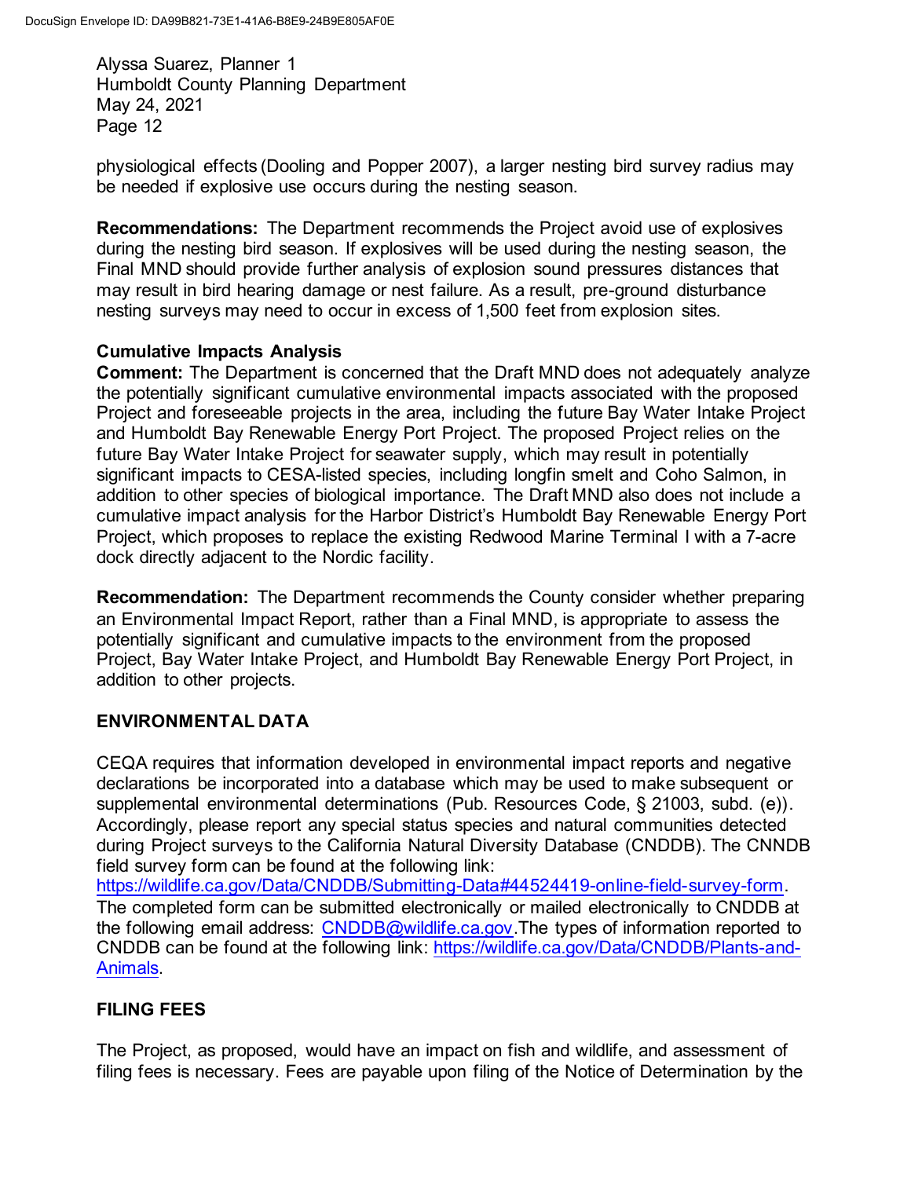physiological effects (Dooling and Popper 2007), a larger nesting bird survey radius may be needed if explosive use occurs during the nesting season.

**Recommendations:** The Department recommends the Project avoid use of explosives during the nesting bird season. If explosives will be used during the nesting season, the Final MND should provide further analysis of explosion sound pressures distances that may result in bird hearing damage or nest failure. As a result, pre-ground disturbance nesting surveys may need to occur in excess of 1,500 feet from explosion sites.

**Cumulative Impacts Analysis**

**Comment:** The Department is concerned that the Draft MND does not adequately analyze the potentially significant cumulative environmental impacts associated with the proposed Project and foreseeable projects in the area, including the future Bay Water Intake Project and Humboldt Bay Renewable Energy Port Project. The proposed Project relies on the future Bay Water Intake Project for seawater supply, which may result in potentially significant impacts to CESA-listed species, including longfin smelt and Coho Salmon, in addition to other species of biological importance. The Draft MND also does not include a cumulative impact analysis for the Harbor District's Humboldt Bay Renewable Energy Port Project, which proposes to replace the existing Redwood Marine Terminal I with a 7-acre dock directly adjacent to the Nordic facility.

**Recommendation:** The Department recommends the County consider whether preparing an Environmental Impact Report, rather than a Final MND, is appropriate to assess the potentially significant and cumulative impacts to the environment from the proposed Project, Bay Water Intake Project, and Humboldt Bay Renewable Energy Port Project, in addition to other projects.

## ENVIRONMENTAL DATA

CEQA requires that information developed in environmental impact reports and negative declarations be incorporated into a database which may be used to make subsequent or supplemental environmental determinations (Pub. Resources Code, § 21003, subd. (e)). Accordingly, please report any special status species and natural communities detected during Project surveys to the California Natural Diversity Database (CNDDB). The CNNDB field survey form can be found at the following link: https://wildlife.ca.gov/Data/CNDDB/Submitting-Data#44524419-online-field-survey-form. The completed form can be submitted electronically or mailed electronically to CNDDB at the following email address: CNDDB@wildlife.ca.gov.The types of information reported to CNDDB can be found at the following link: https://wildlife.ca.gov/Data/CNDDB/Plants-and-Animals.

## FILING FEES

The Project, as proposed, would have an impact on fish and wildlife, and assessment of filing fees is necessary. Fees are payable upon filing of the Notice of Determination by the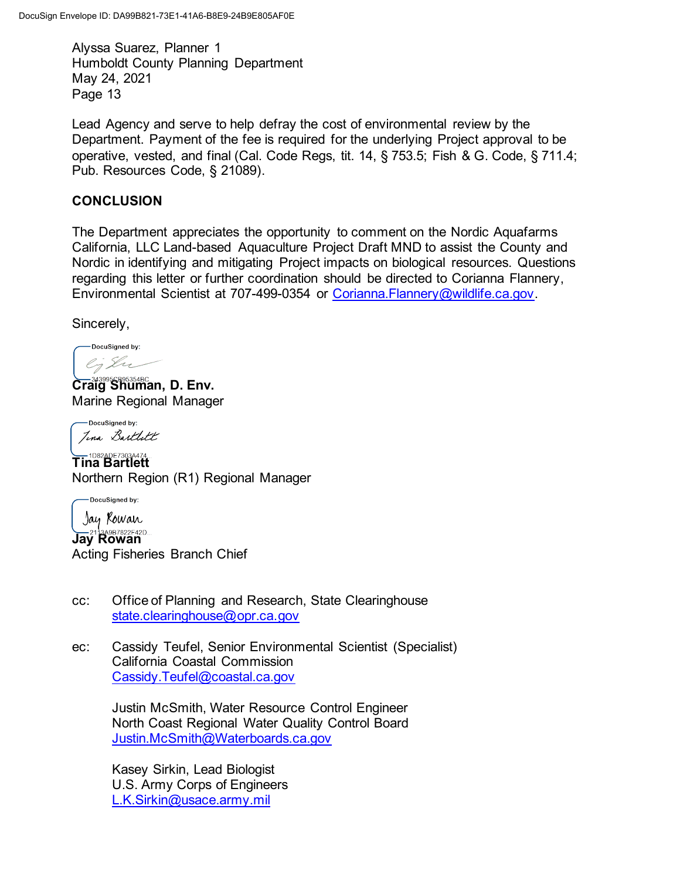Lead Agency and serve to help defray the cost of environmental review by the Department. Payment of the fee is required for the underlying Project approval to be operative, vested, and final (Cal. Code Regs, tit. 14, § 753.5; Fish & G. Code, § 711.4; Pub. Resources Code, § 21089).

## CONCLUSION

The Department appreciates the opportunity to comment on the Nordic Aquafarms California, LLC Land-based Aquaculture Project Draft MND to assist the County and Nordic in identifying and mitigating Project impacts on biological resources. Questions regarding this letter or further coordination should be directed to Corianna Flannery, Environmental Scientist at 707-499-0354 or [Corianna.Flannery@wildlife.ca.gov](mailto:Corianna.Flannery@wildlife.ca.gov).

Sincerely,

DocuSigned by:
343995CB95354BC...

**Craig Shuman, D. Env.**
Marine Regional Manager

DocuSigned by:
1D82ADE7303A474...

**Tina Bartlett**
Northern Region (R1) Regional Manager

DocuSigned by:
2113A9B7822F42D...

**Jay Rowan**
Acting Fisheries Branch Chief

cc: Office of Planning and Research, State Clearinghouse
[state.clearinghouse@opr.ca.gov](mailto:state.clearinghouse@opr.ca.gov)

ec: Cassidy Teufel, Senior Environmental Scientist (Specialist)
California Coastal Commission
[Cassidy.Teufel@coastal.ca.gov](mailto:Cassidy.Teufel@coastal.ca.gov)

Justin McSmith, Water Resource Control Engineer
North Coast Regional Water Quality Control Board
[Justin.McSmith@Waterboards.ca.gov](mailto:Justin.McSmith@Waterboards.ca.gov)

Kasey Sirkin, Lead Biologist
U.S. Army Corps of Engineers
[L.K.Sirkin@usace.army.mil](mailto:L.K.Sirkin@usace.army.mil)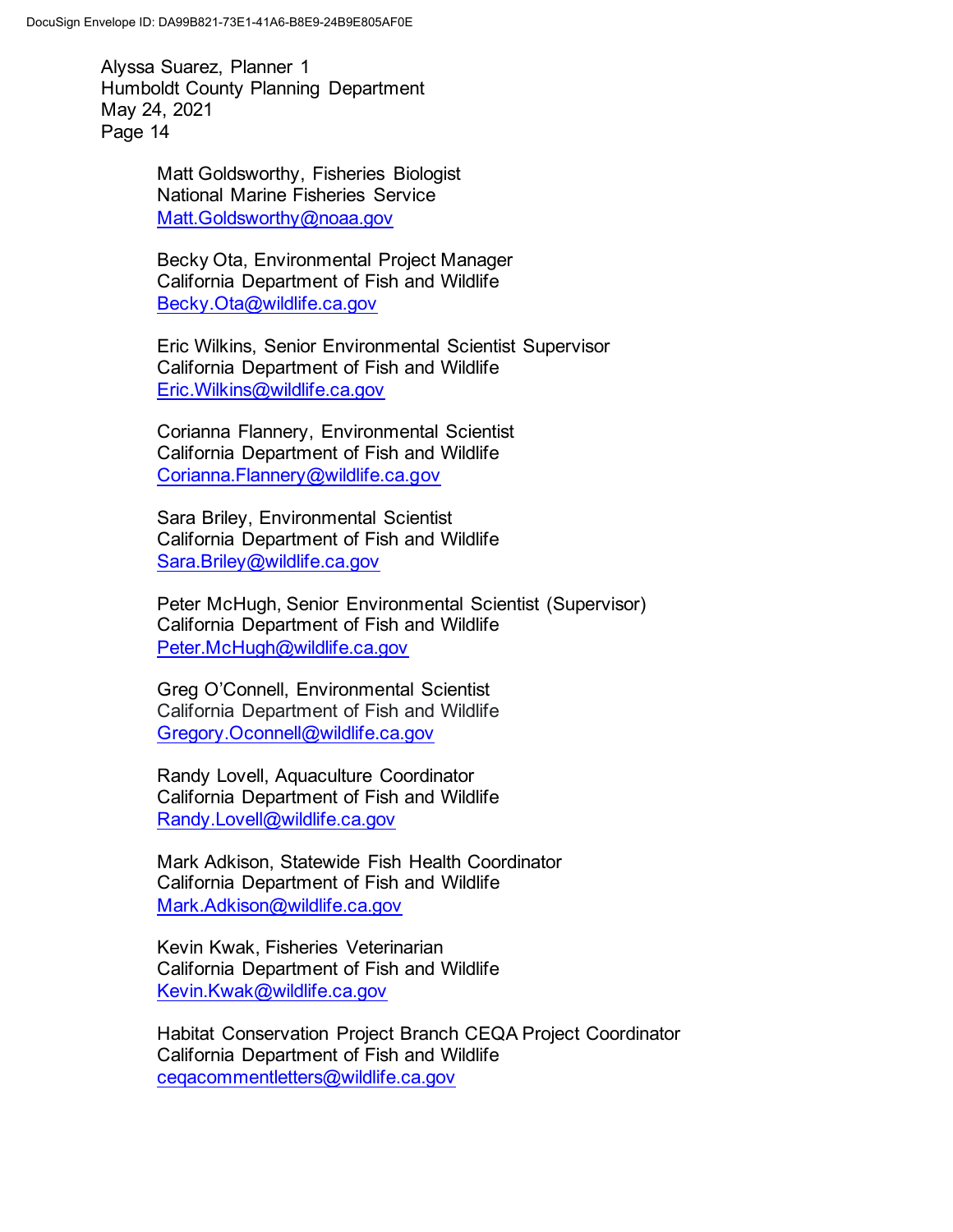Matt Goldsworthy, Fisheries Biologist
National Marine Fisheries Service
Matt.Goldsworthy@noaa.gov

Becky Ota, Environmental Project Manager
California Department of Fish and Wildlife
Becky.Ota@wildlife.ca.gov

Eric Wilkins, Senior Environmental Scientist Supervisor
California Department of Fish and Wildlife
Eric.Wilkins@wildlife.ca.gov

Corianna Flannery, Environmental Scientist
California Department of Fish and Wildlife
Corianna.Flannery@wildlife.ca.gov

Sara Briley, Environmental Scientist
California Department of Fish and Wildlife
Sara.Briley@wildlife.ca.gov

Peter McHugh, Senior Environmental Scientist (Supervisor)
California Department of Fish and Wildlife
Peter.McHugh@wildlife.ca.gov

Greg O'Connell, Environmental Scientist
California Department of Fish and Wildlife
Gregory.Oconnell@wildlife.ca.gov

Randy Lovell, Aquaculture Coordinator
California Department of Fish and Wildlife
Randy.Lovell@wildlife.ca.gov

Mark Adkison, Statewide Fish Health Coordinator
California Department of Fish and Wildlife
Mark.Adkison@wildlife.ca.gov

Kevin Kwak, Fisheries Veterinarian
California Department of Fish and Wildlife
Kevin.Kwak@wildlife.ca.gov

Habitat Conservation Project Branch CEQA Project Coordinator
California Department of Fish and Wildlife
ceqacommentletters@wildlife.ca.gov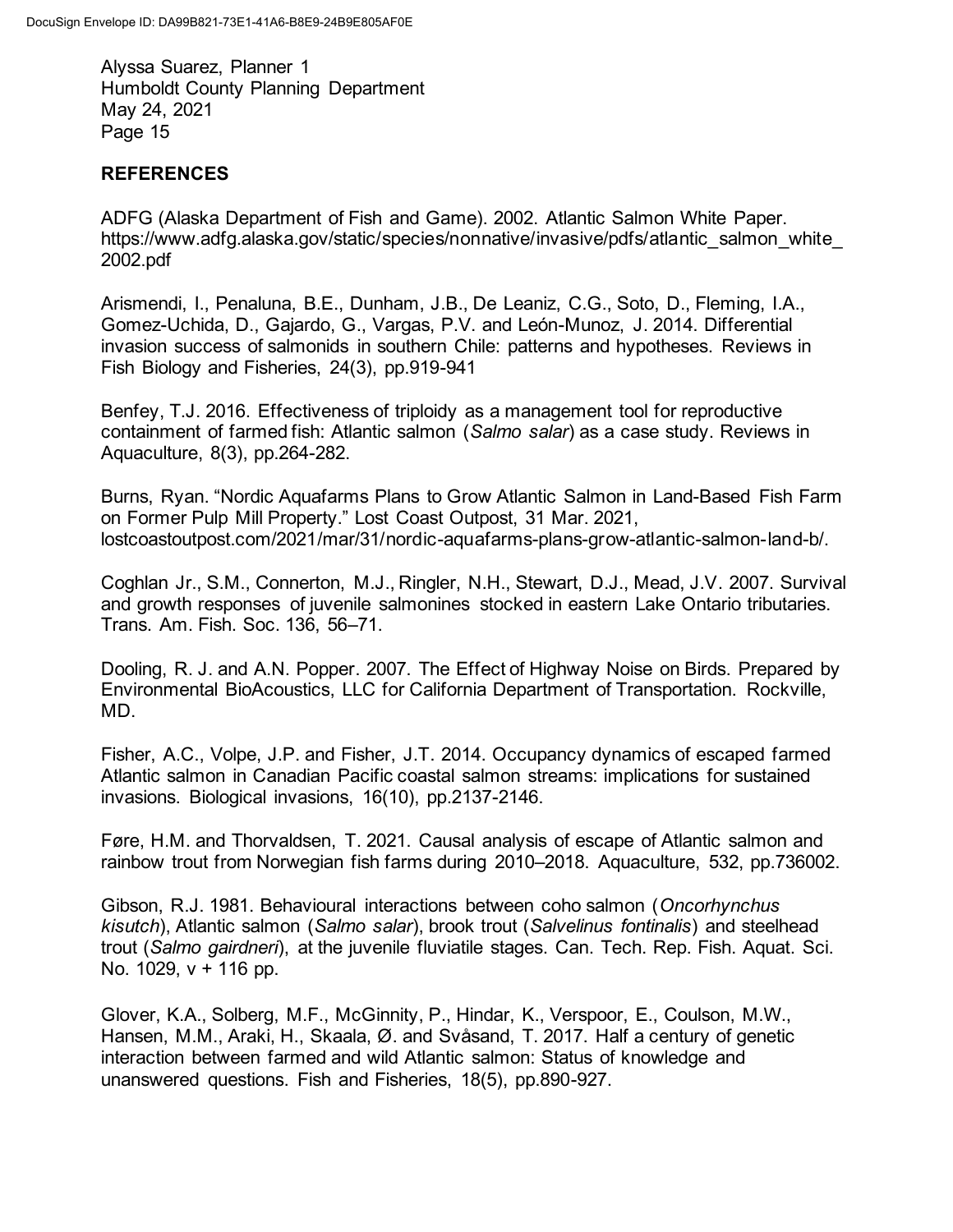## REFERENCES

ADFG (Alaska Department of Fish and Game). 2002. Atlantic Salmon White Paper. https://www.adfg.alaska.gov/static/species/nonnative/invasive/pdfs/atlantic_salmon_white_2002.pdf

Arismendi, I., Penaluna, B.E., Dunham, J.B., De Leaniz, C.G., Soto, D., Fleming, I.A., Gomez-Uchida, D., Gajardo, G., Vargas, P.V. and León-Munoz, J. 2014. Differential invasion success of salmonids in southern Chile: patterns and hypotheses. Reviews in Fish Biology and Fisheries, 24(3), pp.919-941

Benfey, T.J. 2016. Effectiveness of triploidy as a management tool for reproductive containment of farmed fish: Atlantic salmon (*Salmo salar*) as a case study. Reviews in Aquaculture, 8(3), pp.264-282.

Burns, Ryan. "Nordic Aquafarms Plans to Grow Atlantic Salmon in Land-Based Fish Farm on Former Pulp Mill Property." Lost Coast Outpost, 31 Mar. 2021, lostcoastoutpost.com/2021/mar/31/nordic-aquafarms-plans-grow-atlantic-salmon-land-b/.

Coghlan Jr., S.M., Connerton, M.J., Ringler, N.H., Stewart, D.J., Mead, J.V. 2007. Survival and growth responses of juvenile salmonines stocked in eastern Lake Ontario tributaries. Trans. Am. Fish. Soc. 136, 56–71.

Dooling, R. J. and A.N. Popper. 2007. The Effect of Highway Noise on Birds. Prepared by Environmental BioAcoustics, LLC for California Department of Transportation. Rockville, MD.

Fisher, A.C., Volpe, J.P. and Fisher, J.T. 2014. Occupancy dynamics of escaped farmed Atlantic salmon in Canadian Pacific coastal salmon streams: implications for sustained invasions. Biological invasions, 16(10), pp.2137-2146.

Føre, H.M. and Thorvaldsen, T. 2021. Causal analysis of escape of Atlantic salmon and rainbow trout from Norwegian fish farms during 2010–2018. Aquaculture, 532, pp.736002.

Gibson, R.J. 1981. Behavioural interactions between coho salmon (*Oncorhynchus kisutch*), Atlantic salmon (*Salmo salar*), brook trout (*Salvelinus fontinalis*) and steelhead trout (*Salmo gairdneri*), at the juvenile fluviatile stages. Can. Tech. Rep. Fish. Aquat. Sci. No. 1029, v + 116 pp.

Glover, K.A., Solberg, M.F., McGinnity, P., Hindar, K., Verspoor, E., Coulson, M.W., Hansen, M.M., Araki, H., Skaala, Ø. and Svåsand, T. 2017. Half a century of genetic interaction between farmed and wild Atlantic salmon: Status of knowledge and unanswered questions. Fish and Fisheries, 18(5), pp.890-927.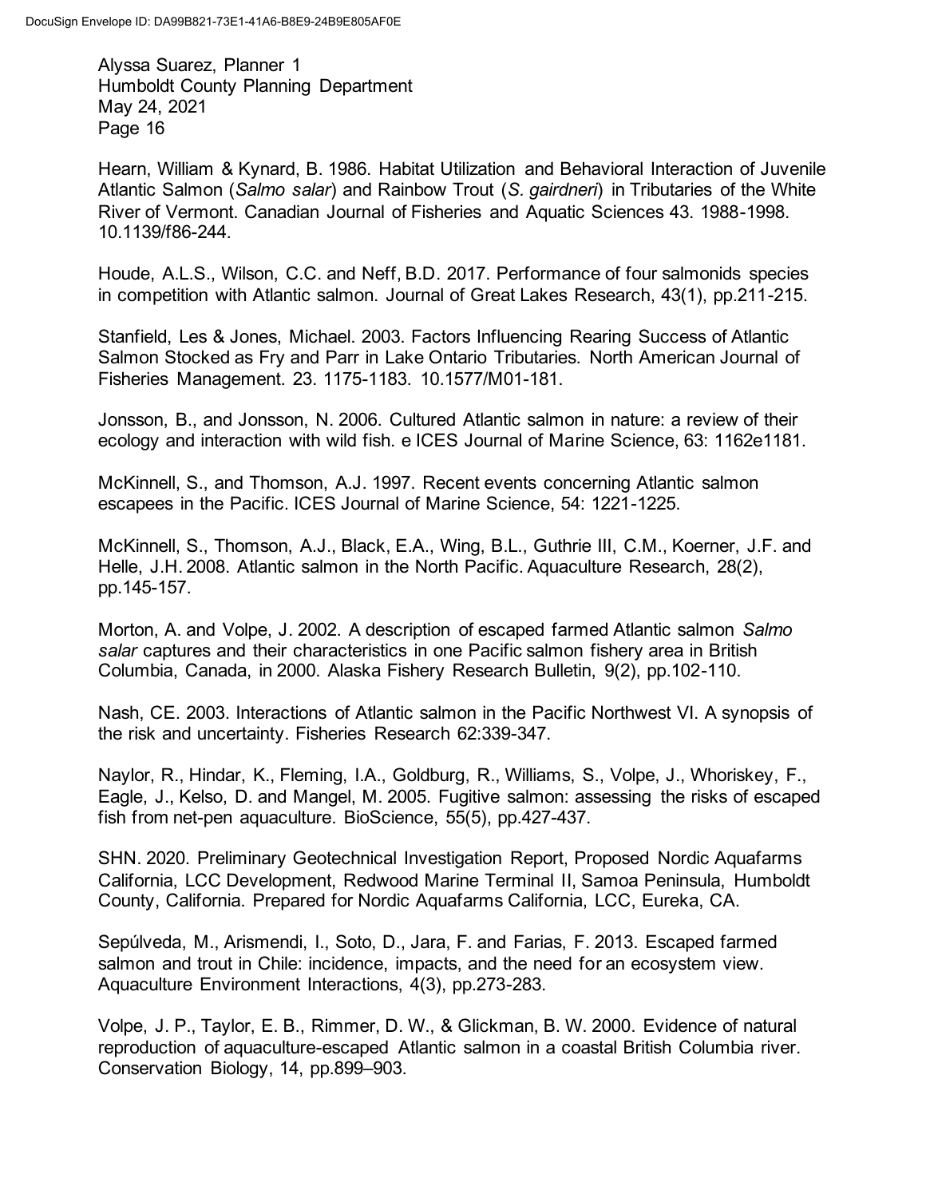Hearn, William & Kynard, B. 1986. Habitat Utilization and Behavioral Interaction of Juvenile Atlantic Salmon (*Salmo salar*) and Rainbow Trout (*S. gairdneri*) in Tributaries of the White River of Vermont. Canadian Journal of Fisheries and Aquatic Sciences 43. 1988-1998. 10.1139/f86-244.

Houde, A.L.S., Wilson, C.C. and Neff, B.D. 2017. Performance of four salmonids species in competition with Atlantic salmon. Journal of Great Lakes Research, 43(1), pp.211-215.

Stanfield, Les & Jones, Michael. 2003. Factors Influencing Rearing Success of Atlantic Salmon Stocked as Fry and Parr in Lake Ontario Tributaries. North American Journal of Fisheries Management. 23. 1175-1183. 10.1577/M01-181.

Jonsson, B., and Jonsson, N. 2006. Cultured Atlantic salmon in nature: a review of their ecology and interaction with wild fish. e ICES Journal of Marine Science, 63: 1162e1181.

McKinnell, S., and Thomson, A.J. 1997. Recent events concerning Atlantic salmon escapees in the Pacific. ICES Journal of Marine Science, 54: 1221-1225.

McKinnell, S., Thomson, A.J., Black, E.A., Wing, B.L., Guthrie III, C.M., Koerner, J.F. and Helle, J.H. 2008. Atlantic salmon in the North Pacific. Aquaculture Research, 28(2), pp.145-157.

Morton, A. and Volpe, J. 2002. A description of escaped farmed Atlantic salmon *Salmo salar* captures and their characteristics in one Pacific salmon fishery area in British Columbia, Canada, in 2000. Alaska Fishery Research Bulletin, 9(2), pp.102-110.

Nash, CE. 2003. Interactions of Atlantic salmon in the Pacific Northwest VI. A synopsis of the risk and uncertainty. Fisheries Research 62:339-347.

Naylor, R., Hindar, K., Fleming, I.A., Goldburg, R., Williams, S., Volpe, J., Whoriskey, F., Eagle, J., Kelso, D. and Mangel, M. 2005. Fugitive salmon: assessing the risks of escaped fish from net-pen aquaculture. BioScience, 55(5), pp.427-437.

SHN. 2020. Preliminary Geotechnical Investigation Report, Proposed Nordic Aquafarms California, LCC Development, Redwood Marine Terminal II, Samoa Peninsula, Humboldt County, California. Prepared for Nordic Aquafarms California, LCC, Eureka, CA.

Sepúlveda, M., Arismendi, I., Soto, D., Jara, F. and Farias, F. 2013. Escaped farmed salmon and trout in Chile: incidence, impacts, and the need for an ecosystem view. Aquaculture Environment Interactions, 4(3), pp.273-283.

Volpe, J. P., Taylor, E. B., Rimmer, D. W., & Glickman, B. W. 2000. Evidence of natural reproduction of aquaculture-escaped Atlantic salmon in a coastal British Columbia river. Conservation Biology, 14, pp.899–903.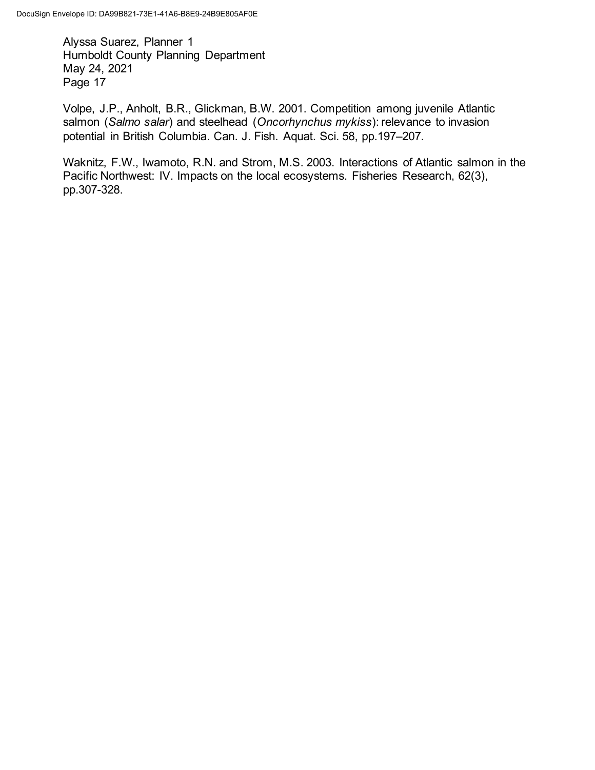Volpe, J.P., Anholt, B.R., Glickman, B.W. 2001. Competition among juvenile Atlantic salmon (*Salmo salar*) and steelhead (*Oncorhynchus mykiss*): relevance to invasion potential in British Columbia. Can. J. Fish. Aquat. Sci. 58, pp.197–207.

Waknitz, F.W., Iwamoto, R.N. and Strom, M.S. 2003. Interactions of Atlantic salmon in the Pacific Northwest: IV. Impacts on the local ecosystems. Fisheries Research, 62(3), pp.307-328.